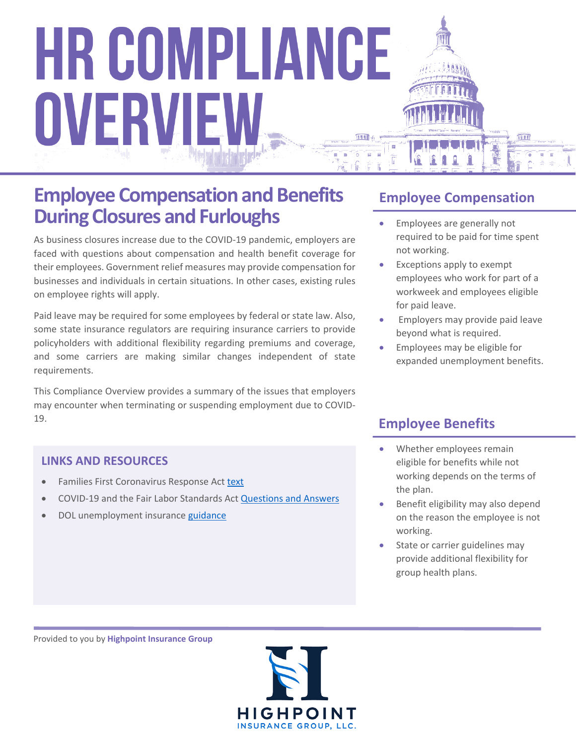# HR COMPLIANCE OVERVIEW

## Employee Compensation and Benefits During Closures and Furloughs

As business closures increase due to the COVID-19 pandemic, employers are faced with questions about compensation and health benefit coverage for their employees. Government relief measures may provide compensation for businesses and individuals in certain situations. In other cases, existing rules on employee rights will apply.

Paid leave may be required for some employees by federal or state law. Also, some state insurance regulators are requiring insurance carriers to provide policyholders with additional flexibility regarding premiums and coverage, and some carriers are making similar changes independent of state requirements.

This Compliance Overview provides a summary of the issues that employers may encounter when terminating or suspending employment due to COVID-19.

### LINKS AND RESOURCES

- Families First Coronavirus Response Act text
- COVID-19 and the Fair Labor Standards Act Questions and Answers
- DOL unemployment insurance guidance

### Employee Compensation

- Employees are generally not required to be paid for time spent not working.
- Exceptions apply to exempt employees who work for part of a workweek and employees eligible for paid leave.
- Employers may provide paid leave beyond what is required.
- Employees may be eligible for expanded unemployment benefits.

### Employee Benefits

- Whether employees remain eligible for benefits while not working depends on the terms of the plan.
- Benefit eligibility may also depend on the reason the employee is not working.
- State or carrier guidelines may provide additional flexibility for group health plans.

Provided to you by **Highpoint Insurance Group**

HIGHPOINT INSURANCE GROUP, LLC.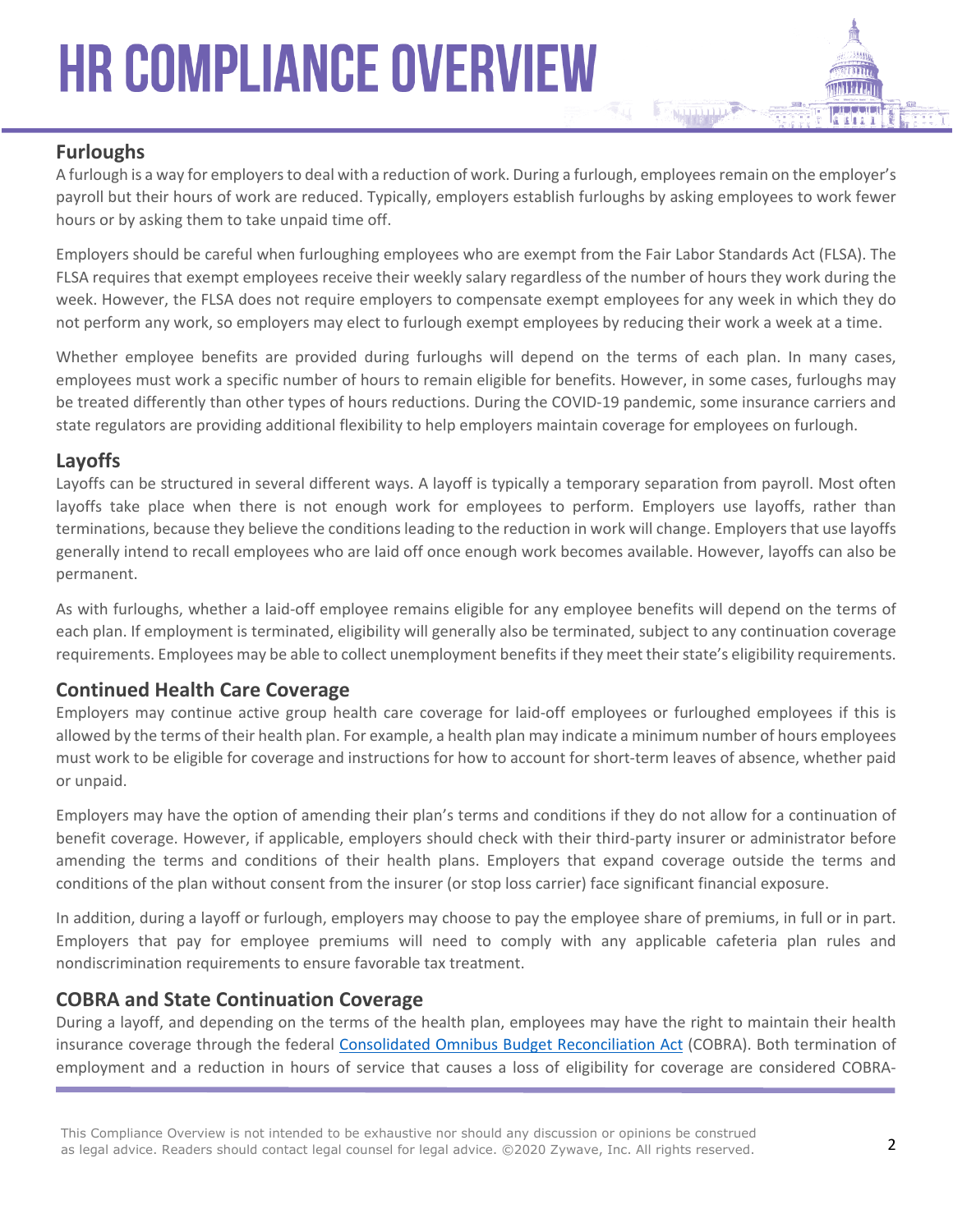## Furloughs

A furlough is a way for employers to deal with a reduction of work. During a furlough, employees remain on the employer's payroll but their hours of work are reduced. Typically, employers establish furloughs by asking employees to work fewer hours or by asking them to take unpaid time off.

Employers should be careful when furloughing employees who are exempt from the Fair Labor Standards Act (FLSA). The FLSA requires that exempt employees receive their weekly salary regardless of the number of hours they work during the week. However, the FLSA does not require employers to compensate exempt employees for any week in which they do not perform any work, so employers may elect to furlough exempt employees by reducing their work a week at a time.

Whether employee benefits are provided during furloughs will depend on the terms of each plan. In many cases, employees must work a specific number of hours to remain eligible for benefits. However, in some cases, furloughs may be treated differently than other types of hours reductions. During the COVID-19 pandemic, some insurance carriers and state regulators are providing additional flexibility to help employers maintain coverage for employees on furlough.

## Layoffs

Layoffs can be structured in several different ways. A layoff is typically a temporary separation from payroll. Most often layoffs take place when there is not enough work for employees to perform. Employers use layoffs, rather than terminations, because they believe the conditions leading to the reduction in work will change. Employers that use layoffs generally intend to recall employees who are laid off once enough work becomes available. However, layoffs can also be permanent.

As with furloughs, whether a laid-off employee remains eligible for any employee benefits will depend on the terms of each plan. If employment is terminated, eligibility will generally also be terminated, subject to any continuation coverage requirements. Employees may be able to collect unemployment benefits if they meet their state's eligibility requirements.

## Continued Health Care Coverage

Employers may continue active group health care coverage for laid-off employees or furloughed employees if this is allowed by the terms of their health plan. For example, a health plan may indicate a minimum number of hours employees must work to be eligible for coverage and instructions for how to account for short-term leaves of absence, whether paid or unpaid.

Employers may have the option of amending their plan's terms and conditions if they do not allow for a continuation of benefit coverage. However, if applicable, employers should check with their third-party insurer or administrator before amending the terms and conditions of their health plans. Employers that expand coverage outside the terms and conditions of the plan without consent from the insurer (or stop loss carrier) face significant financial exposure.

In addition, during a layoff or furlough, employers may choose to pay the employee share of premiums, in full or in part. Employers that pay for employee premiums will need to comply with any applicable cafeteria plan rules and nondiscrimination requirements to ensure favorable tax treatment.

## COBRA and State Continuation Coverage

During a layoff, and depending on the terms of the health plan, employees may have the right to maintain their health insurance coverage through the federal Consolidated Omnibus Budget Reconciliation Act (COBRA). Both termination of employment and a reduction in hours of service that causes a loss of eligibility for coverage are considered COBRA-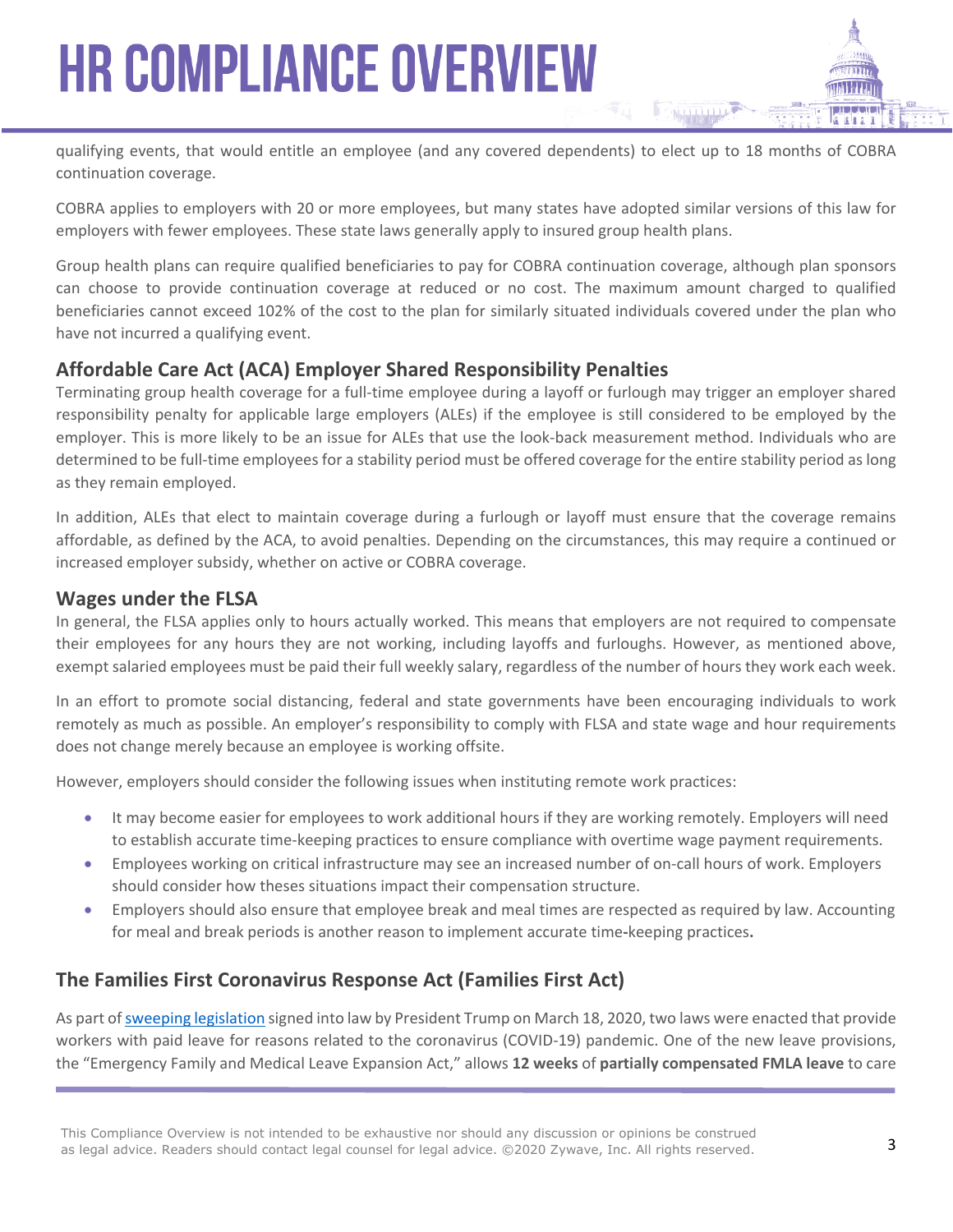qualifying events, that would entitle an employee (and any covered dependents) to elect up to 18 months of COBRA continuation coverage.

COBRA applies to employers with 20 or more employees, but many states have adopted similar versions of this law for employers with fewer employees. These state laws generally apply to insured group health plans.

Group health plans can require qualified beneficiaries to pay for COBRA continuation coverage, although plan sponsors can choose to provide continuation coverage at reduced or no cost. The maximum amount charged to qualified beneficiaries cannot exceed 102% of the cost to the plan for similarly situated individuals covered under the plan who have not incurred a qualifying event.

### Affordable Care Act (ACA) Employer Shared Responsibility Penalties

Terminating group health coverage for a full-time employee during a layoff or furlough may trigger an employer shared responsibility penalty for applicable large employers (ALEs) if the employee is still considered to be employed by the employer. This is more likely to be an issue for ALEs that use the look-back measurement method. Individuals who are determined to be full-time employees for a stability period must be offered coverage for the entire stability period as long as they remain employed.

In addition, ALEs that elect to maintain coverage during a furlough or layoff must ensure that the coverage remains affordable, as defined by the ACA, to avoid penalties. Depending on the circumstances, this may require a continued or increased employer subsidy, whether on active or COBRA coverage.

### Wages under the FLSA

In general, the FLSA applies only to hours actually worked. This means that employers are not required to compensate their employees for any hours they are not working, including layoffs and furloughs. However, as mentioned above, exempt salaried employees must be paid their full weekly salary, regardless of the number of hours they work each week.

In an effort to promote social distancing, federal and state governments have been encouraging individuals to work remotely as much as possible. An employer's responsibility to comply with FLSA and state wage and hour requirements does not change merely because an employee is working offsite.

However, employers should consider the following issues when instituting remote work practices:

- It may become easier for employees to work additional hours if they are working remotely. Employers will need to establish accurate time-keeping practices to ensure compliance with overtime wage payment requirements.
- Employees working on critical infrastructure may see an increased number of on-call hours of work. Employers should consider how theses situations impact their compensation structure.
- Employers should also ensure that employee break and meal times are respected as required by law. Accounting for meal and break periods is another reason to implement accurate time-keeping practices.

## The Families First Coronavirus Response Act (Families First Act)

As part of sweeping legislation signed into law by President Trump on March 18, 2020, two laws were enacted that provide workers with paid leave for reasons related to the coronavirus (COVID-19) pandemic. One of the new leave provisions, the "Emergency Family and Medical Leave Expansion Act," allows **12 weeks** of **partially compensated FMLA leave** to care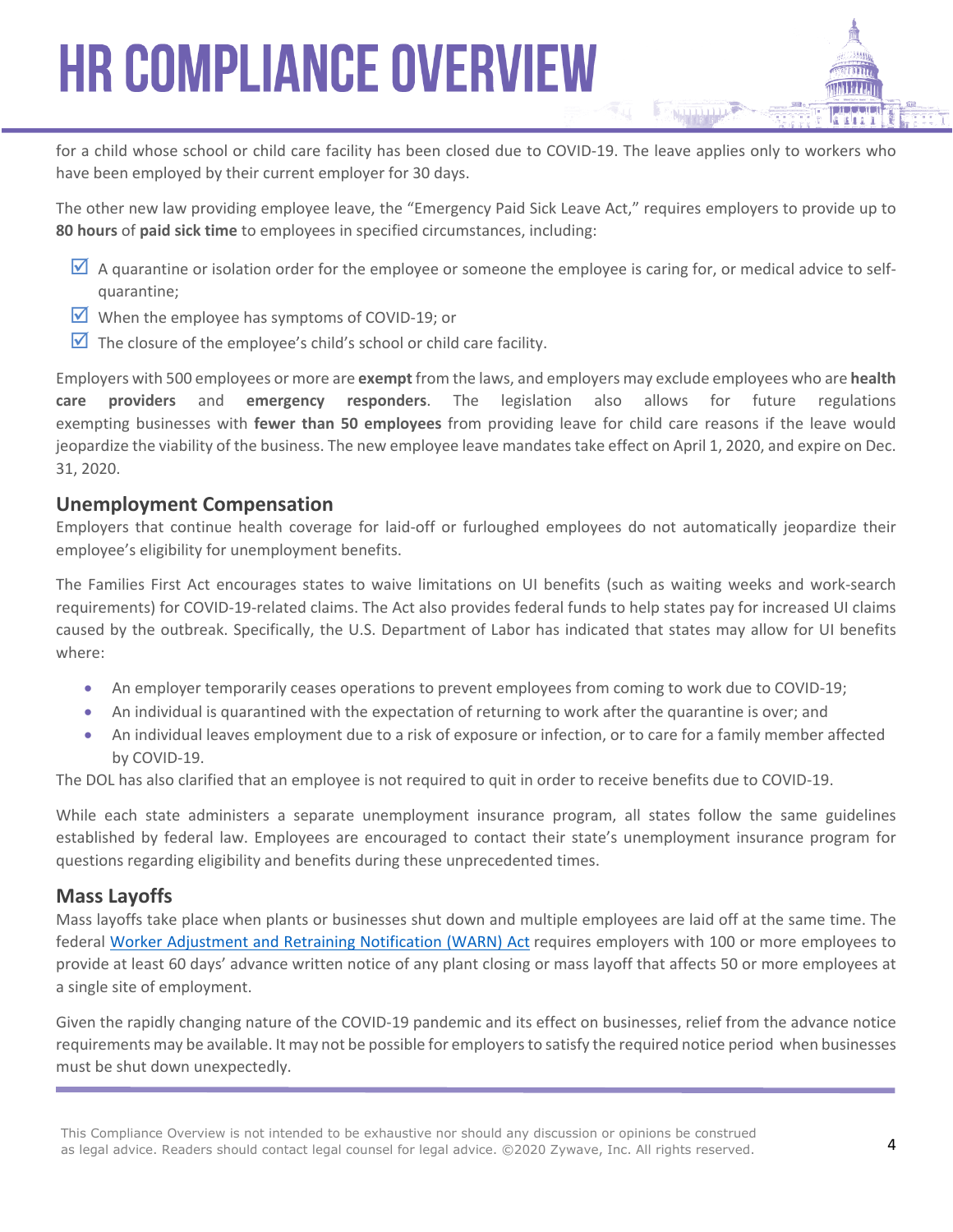for a child whose school or child care facility has been closed due to COVID-19. The leave applies only to workers who have been employed by their current employer for 30 days.

The other new law providing employee leave, the "Emergency Paid Sick Leave Act," requires employers to provide up to **80 hours** of **paid sick time** to employees in specified circumstances, including:

- ☑ A quarantine or isolation order for the employee or someone the employee is caring for, or medical advice to self-quarantine;
- ☑ When the employee has symptoms of COVID-19; or
- ☑ The closure of the employee's child's school or child care facility.

Employers with 500 employees or more are **exempt** from the laws, and employers may exclude employees who are **health care providers** and **emergency responders**. The legislation also allows for future regulations exempting businesses with **fewer than 50 employees** from providing leave for child care reasons if the leave would jeopardize the viability of the business. The new employee leave mandates take effect on April 1, 2020, and expire on Dec. 31, 2020.

## Unemployment Compensation

Employers that continue health coverage for laid-off or furloughed employees do not automatically jeopardize their employee's eligibility for unemployment benefits.

The Families First Act encourages states to waive limitations on UI benefits (such as waiting weeks and work-search requirements) for COVID-19-related claims. The Act also provides federal funds to help states pay for increased UI claims caused by the outbreak. Specifically, the U.S. Department of Labor has indicated that states may allow for UI benefits where:

- An employer temporarily ceases operations to prevent employees from coming to work due to COVID-19;
- An individual is quarantined with the expectation of returning to work after the quarantine is over; and
- An individual leaves employment due to a risk of exposure or infection, or to care for a family member affected by COVID-19.

The DOL has also clarified that an employee is not required to quit in order to receive benefits due to COVID-19.

While each state administers a separate unemployment insurance program, all states follow the same guidelines established by federal law. Employees are encouraged to contact their state's unemployment insurance program for questions regarding eligibility and benefits during these unprecedented times.

## Mass Layoffs

Mass layoffs take place when plants or businesses shut down and multiple employees are laid off at the same time. The federal Worker Adjustment and Retraining Notification (WARN) Act requires employers with 100 or more employees to provide at least 60 days' advance written notice of any plant closing or mass layoff that affects 50 or more employees at a single site of employment.

Given the rapidly changing nature of the COVID-19 pandemic and its effect on businesses, relief from the advance notice requirements may be available. It may not be possible for employers to satisfy the required notice period when businesses must be shut down unexpectedly.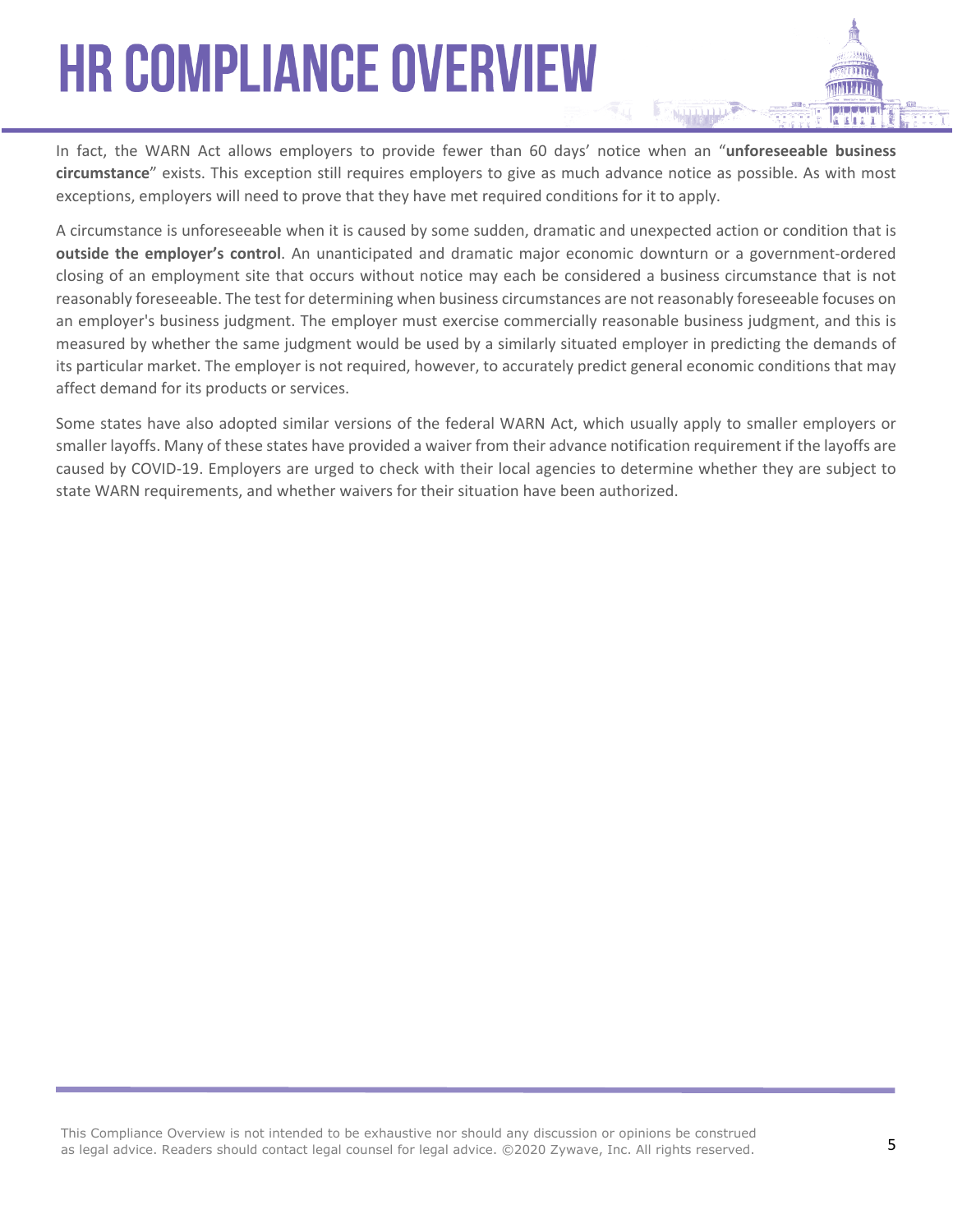In fact, the WARN Act allows employers to provide fewer than 60 days' notice when an "**unforeseeable business circumstance**" exists. This exception still requires employers to give as much advance notice as possible. As with most exceptions, employers will need to prove that they have met required conditions for it to apply.

A circumstance is unforeseeable when it is caused by some sudden, dramatic and unexpected action or condition that is **outside the employer's control**. An unanticipated and dramatic major economic downturn or a government-ordered closing of an employment site that occurs without notice may each be considered a business circumstance that is not reasonably foreseeable. The test for determining when business circumstances are not reasonably foreseeable focuses on an employer's business judgment. The employer must exercise commercially reasonable business judgment, and this is measured by whether the same judgment would be used by a similarly situated employer in predicting the demands of its particular market. The employer is not required, however, to accurately predict general economic conditions that may affect demand for its products or services.

Some states have also adopted similar versions of the federal WARN Act, which usually apply to smaller employers or smaller layoffs. Many of these states have provided a waiver from their advance notification requirement if the layoffs are caused by COVID-19. Employers are urged to check with their local agencies to determine whether they are subject to state WARN requirements, and whether waivers for their situation have been authorized.